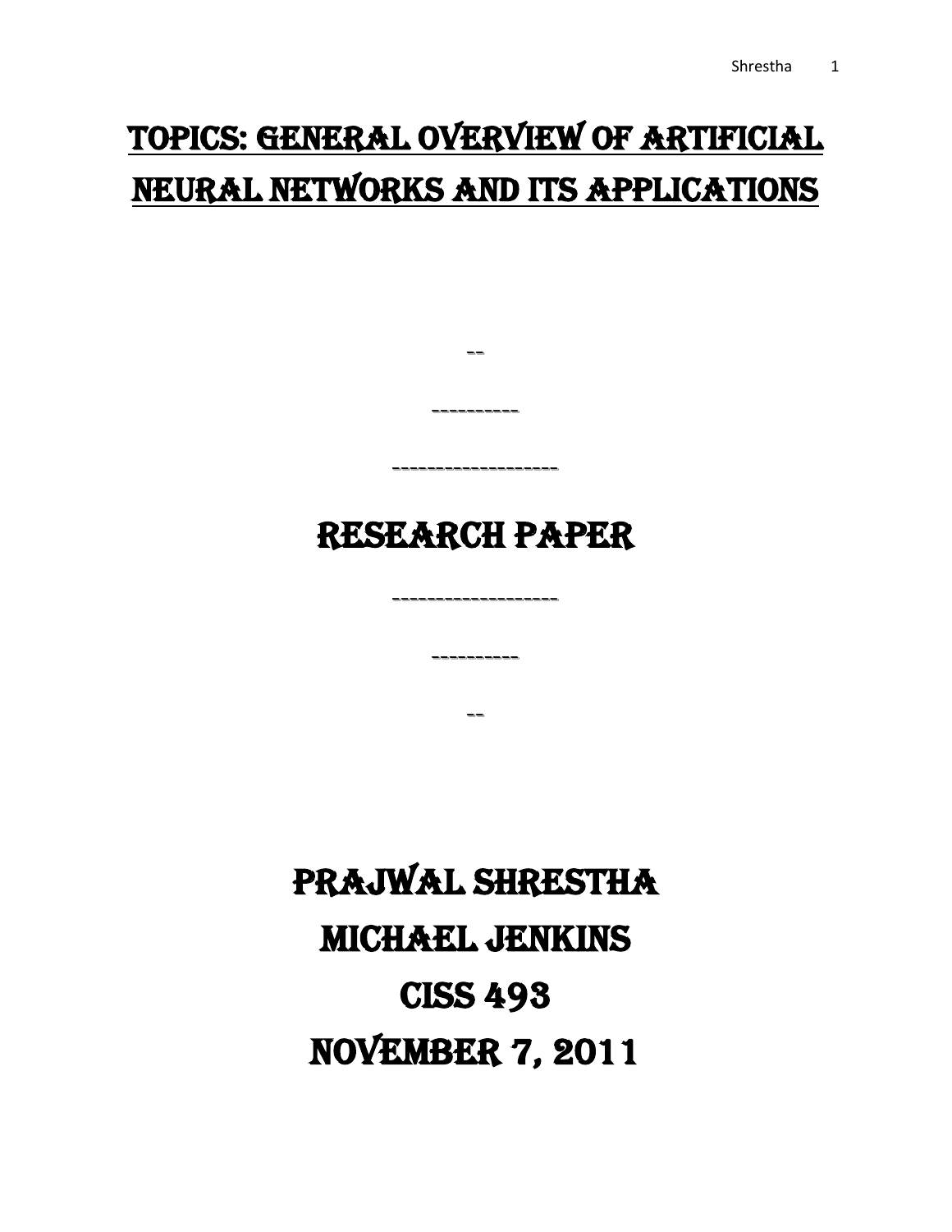# TOPICS: GENERAL OVERVIEW OF ARTIFICIAL NEURAL NETWORKS AND ITS APPLICATIONS

--

----------

-------------------

## RESEARCH PAPER

-------------------

----------

--

## PRAJWAL SHRESTHA

## MICHAEL JENKINS

## CISS 493

## NOVEMBER 7, 2011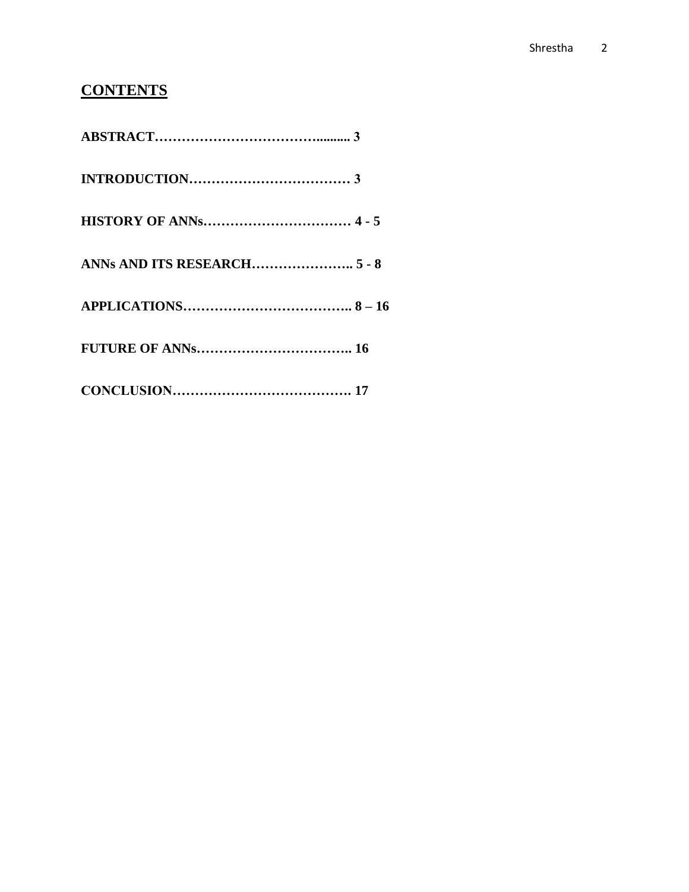## CONTENTS

**ABSTRACT……………………………….......... 3**

**INTRODUCTION……………………………… 3**

**HISTORY OF ANNs…………………………… 4 - 5**

**ANNs AND ITS RESEARCH………………….. 5 - 8**

**APPLICATIONS……………………………….. 8 – 16**

**FUTURE OF ANNs…………………………….. 16**

**CONCLUSION…………………………………. 17**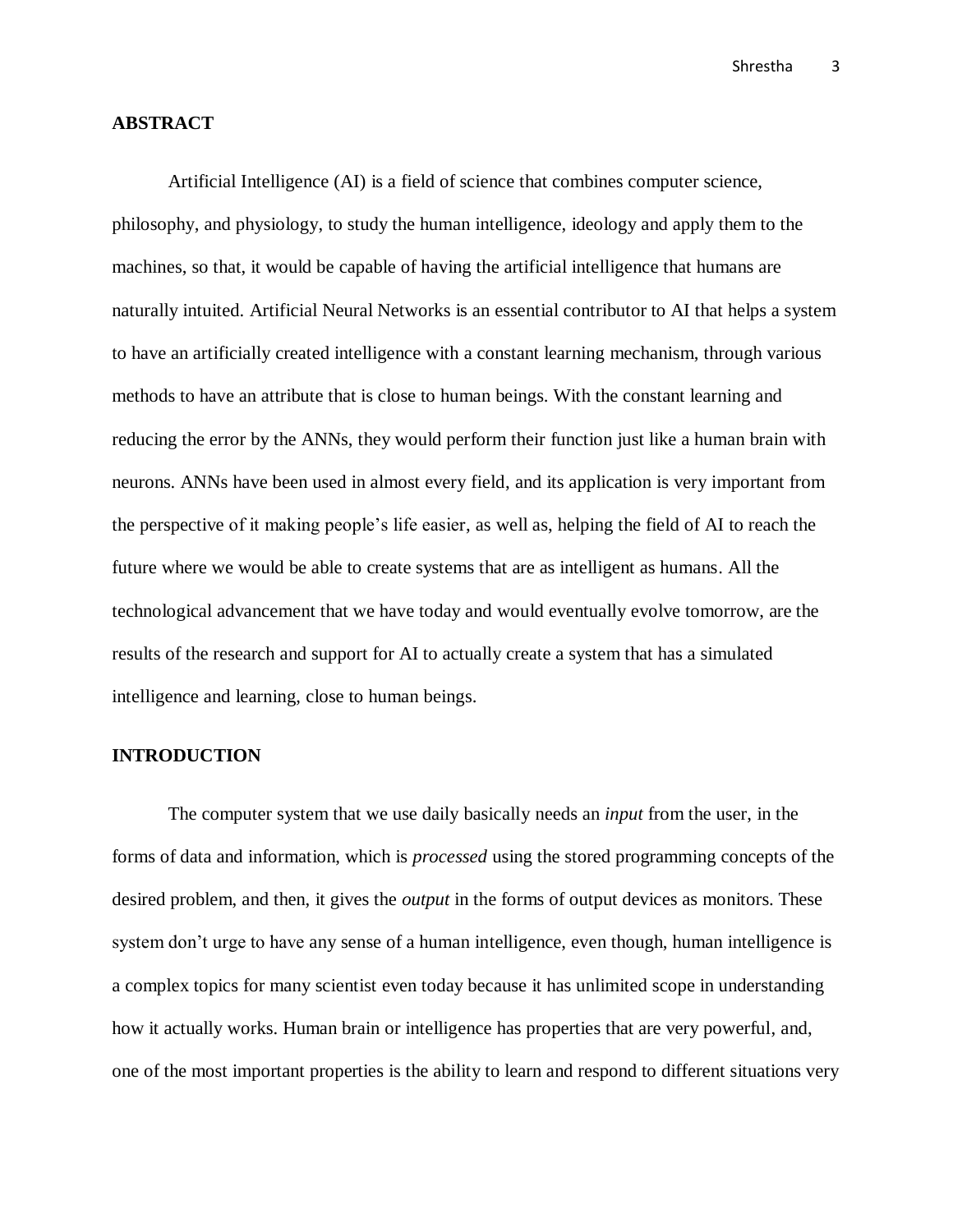## ABSTRACT

Artificial Intelligence (AI) is a field of science that combines computer science, philosophy, and physiology, to study the human intelligence, ideology and apply them to the machines, so that, it would be capable of having the artificial intelligence that humans are naturally intuited. Artificial Neural Networks is an essential contributor to AI that helps a system to have an artificially created intelligence with a constant learning mechanism, through various methods to have an attribute that is close to human beings. With the constant learning and reducing the error by the ANNs, they would perform their function just like a human brain with neurons. ANNs have been used in almost every field, and its application is very important from the perspective of it making people's life easier, as well as, helping the field of AI to reach the future where we would be able to create systems that are as intelligent as humans. All the technological advancement that we have today and would eventually evolve tomorrow, are the results of the research and support for AI to actually create a system that has a simulated intelligence and learning, close to human beings.

## INTRODUCTION

The computer system that we use daily basically needs an *input* from the user, in the forms of data and information, which is *processed* using the stored programming concepts of the desired problem, and then, it gives the *output* in the forms of output devices as monitors. These system don't urge to have any sense of a human intelligence, even though, human intelligence is a complex topics for many scientist even today because it has unlimited scope in understanding how it actually works. Human brain or intelligence has properties that are very powerful, and, one of the most important properties is the ability to learn and respond to different situations very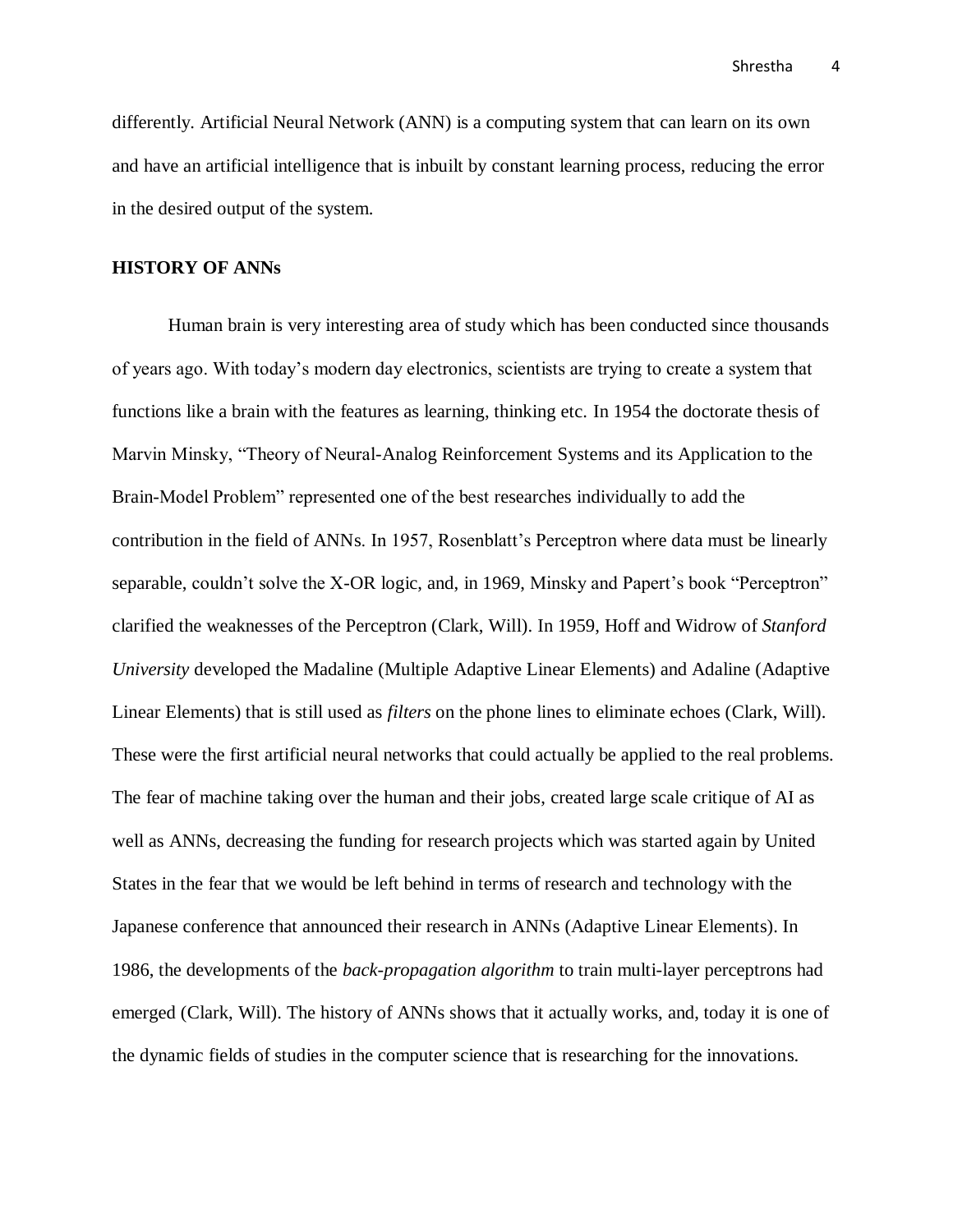differently. Artificial Neural Network (ANN) is a computing system that can learn on its own and have an artificial intelligence that is inbuilt by constant learning process, reducing the error in the desired output of the system.

**HISTORY OF ANNs**

Human brain is very interesting area of study which has been conducted since thousands of years ago. With today's modern day electronics, scientists are trying to create a system that functions like a brain with the features as learning, thinking etc. In 1954 the doctorate thesis of Marvin Minsky, "Theory of Neural-Analog Reinforcement Systems and its Application to the Brain-Model Problem" represented one of the best researches individually to add the contribution in the field of ANNs. In 1957, Rosenblatt's Perceptron where data must be linearly separable, couldn't solve the X-OR logic, and, in 1969, Minsky and Papert's book "Perceptron" clarified the weaknesses of the Perceptron (Clark, Will). In 1959, Hoff and Widrow of *Stanford University* developed the Madaline (Multiple Adaptive Linear Elements) and Adaline (Adaptive Linear Elements) that is still used as *filters* on the phone lines to eliminate echoes (Clark, Will). These were the first artificial neural networks that could actually be applied to the real problems. The fear of machine taking over the human and their jobs, created large scale critique of AI as well as ANNs, decreasing the funding for research projects which was started again by United States in the fear that we would be left behind in terms of research and technology with the Japanese conference that announced their research in ANNs (Adaptive Linear Elements). In 1986, the developments of the *back-propagation algorithm* to train multi-layer perceptrons had emerged (Clark, Will). The history of ANNs shows that it actually works, and, today it is one of the dynamic fields of studies in the computer science that is researching for the innovations.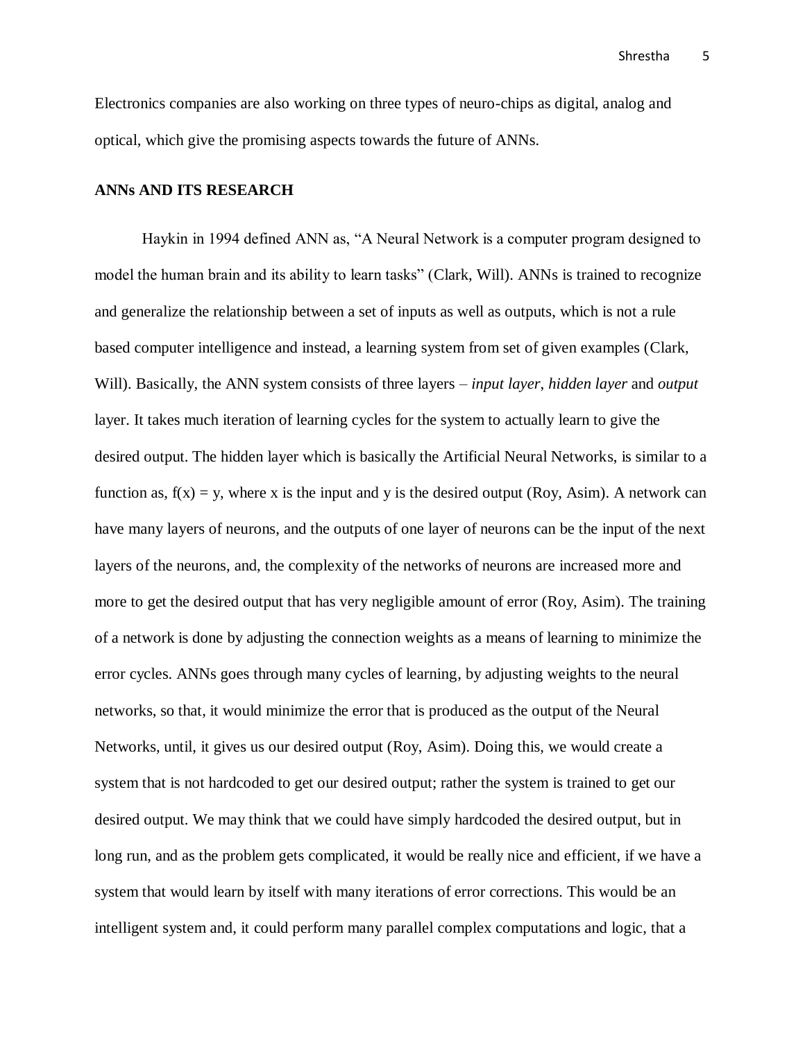Electronics companies are also working on three types of neuro-chips as digital, analog and optical, which give the promising aspects towards the future of ANNs.

## ANNs AND ITS RESEARCH

Haykin in 1994 defined ANN as, "A Neural Network is a computer program designed to model the human brain and its ability to learn tasks" (Clark, Will). ANNs is trained to recognize and generalize the relationship between a set of inputs as well as outputs, which is not a rule based computer intelligence and instead, a learning system from set of given examples (Clark, Will). Basically, the ANN system consists of three layers – *input layer*, *hidden layer* and *output* layer. It takes much iteration of learning cycles for the system to actually learn to give the desired output. The hidden layer which is basically the Artificial Neural Networks, is similar to a function as, $f(x) = y$, where x is the input and y is the desired output (Roy, Asim). A network can have many layers of neurons, and the outputs of one layer of neurons can be the input of the next layers of the neurons, and, the complexity of the networks of neurons are increased more and more to get the desired output that has very negligible amount of error (Roy, Asim). The training of a network is done by adjusting the connection weights as a means of learning to minimize the error cycles. ANNs goes through many cycles of learning, by adjusting weights to the neural networks, so that, it would minimize the error that is produced as the output of the Neural Networks, until, it gives us our desired output (Roy, Asim). Doing this, we would create a system that is not hardcoded to get our desired output; rather the system is trained to get our desired output. We may think that we could have simply hardcoded the desired output, but in long run, and as the problem gets complicated, it would be really nice and efficient, if we have a system that would learn by itself with many iterations of error corrections. This would be an intelligent system and, it could perform many parallel complex computations and logic, that a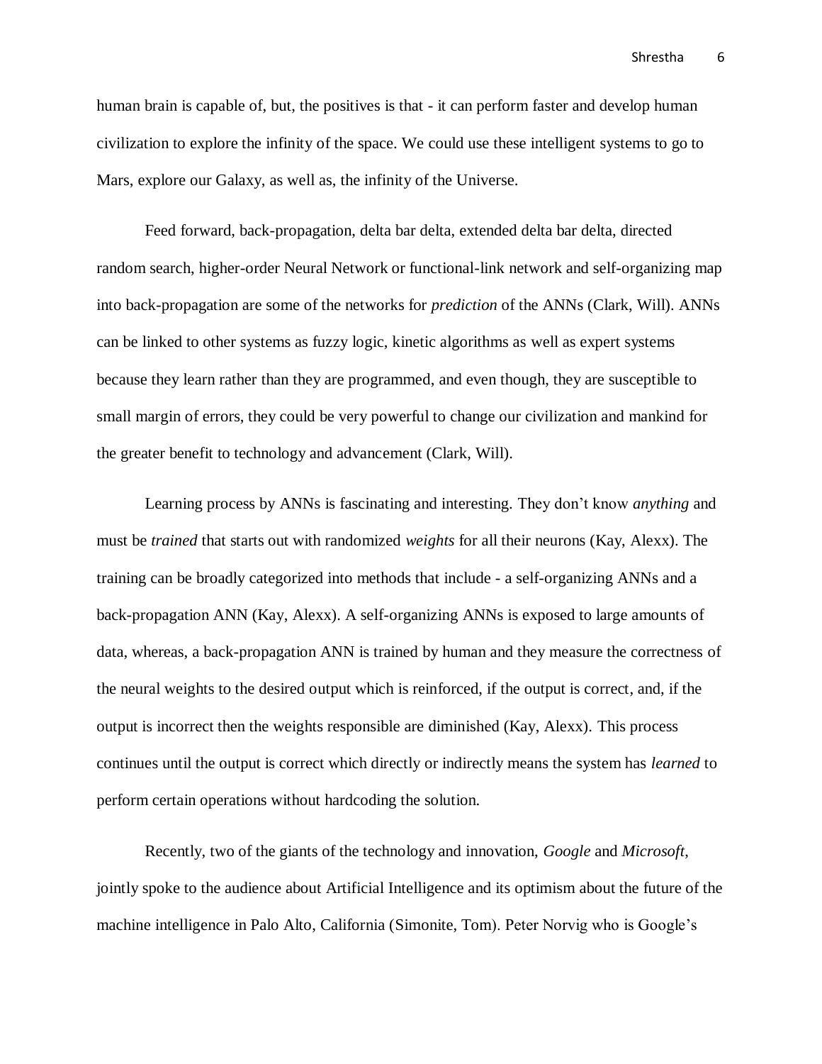human brain is capable of, but, the positives is that - it can perform faster and develop human civilization to explore the infinity of the space. We could use these intelligent systems to go to Mars, explore our Galaxy, as well as, the infinity of the Universe.

Feed forward, back-propagation, delta bar delta, extended delta bar delta, directed random search, higher-order Neural Network or functional-link network and self-organizing map into back-propagation are some of the networks for *prediction* of the ANNs (Clark, Will). ANNs can be linked to other systems as fuzzy logic, kinetic algorithms as well as expert systems because they learn rather than they are programmed, and even though, they are susceptible to small margin of errors, they could be very powerful to change our civilization and mankind for the greater benefit to technology and advancement (Clark, Will).

Learning process by ANNs is fascinating and interesting. They don't know *anything* and must be *trained* that starts out with randomized *weights* for all their neurons (Kay, Alexx). The training can be broadly categorized into methods that include - a self-organizing ANNs and a back-propagation ANN (Kay, Alexx). A self-organizing ANNs is exposed to large amounts of data, whereas, a back-propagation ANN is trained by human and they measure the correctness of the neural weights to the desired output which is reinforced, if the output is correct, and, if the output is incorrect then the weights responsible are diminished (Kay, Alexx). This process continues until the output is correct which directly or indirectly means the system has *learned* to perform certain operations without hardcoding the solution.

Recently, two of the giants of the technology and innovation, *Google* and *Microsoft*, jointly spoke to the audience about Artificial Intelligence and its optimism about the future of the machine intelligence in Palo Alto, California (Simonite, Tom). Peter Norvig who is Google's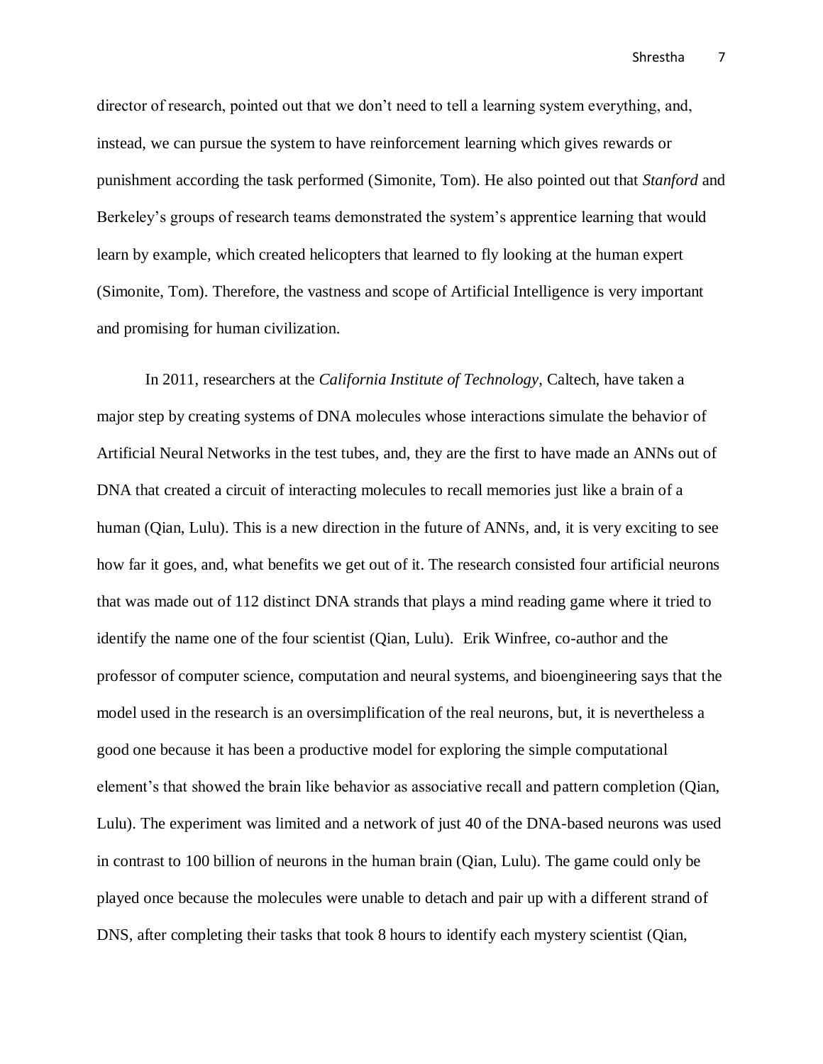director of research, pointed out that we don't need to tell a learning system everything, and, instead, we can pursue the system to have reinforcement learning which gives rewards or punishment according the task performed (Simonite, Tom). He also pointed out that *Stanford* and Berkeley's groups of research teams demonstrated the system's apprentice learning that would learn by example, which created helicopters that learned to fly looking at the human expert (Simonite, Tom). Therefore, the vastness and scope of Artificial Intelligence is very important and promising for human civilization.

In 2011, researchers at the *California Institute of Technology*, Caltech, have taken a major step by creating systems of DNA molecules whose interactions simulate the behavior of Artificial Neural Networks in the test tubes, and, they are the first to have made an ANNs out of DNA that created a circuit of interacting molecules to recall memories just like a brain of a human (Qian, Lulu). This is a new direction in the future of ANNs, and, it is very exciting to see how far it goes, and, what benefits we get out of it. The research consisted four artificial neurons that was made out of 112 distinct DNA strands that plays a mind reading game where it tried to identify the name one of the four scientist (Qian, Lulu). Erik Winfree, co-author and the professor of computer science, computation and neural systems, and bioengineering says that the model used in the research is an oversimplification of the real neurons, but, it is nevertheless a good one because it has been a productive model for exploring the simple computational element's that showed the brain like behavior as associative recall and pattern completion (Qian, Lulu). The experiment was limited and a network of just 40 of the DNA-based neurons was used in contrast to 100 billion of neurons in the human brain (Qian, Lulu). The game could only be played once because the molecules were unable to detach and pair up with a different strand of DNS, after completing their tasks that took 8 hours to identify each mystery scientist (Qian,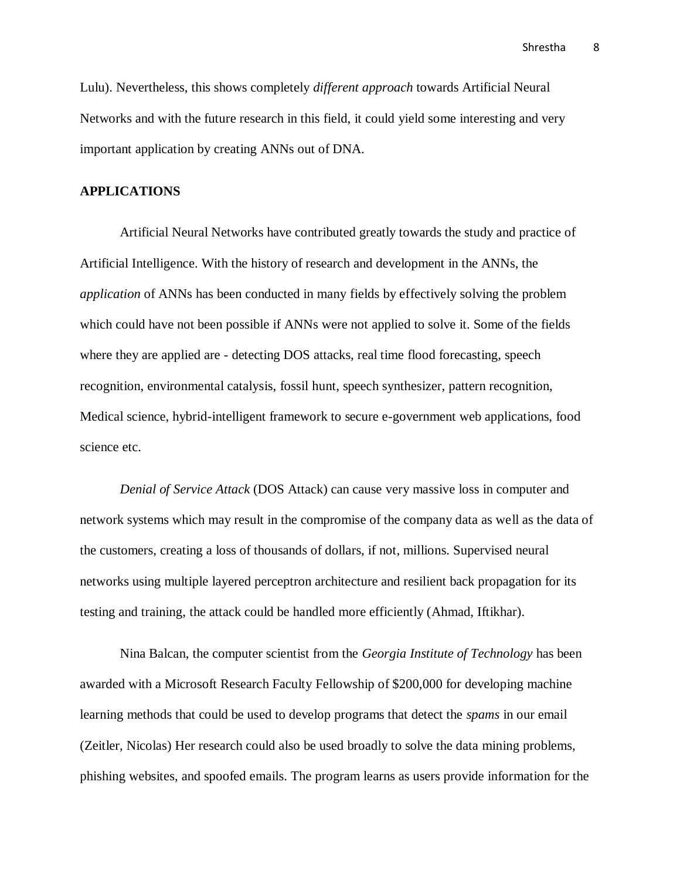Lulu). Nevertheless, this shows completely *different approach* towards Artificial Neural Networks and with the future research in this field, it could yield some interesting and very important application by creating ANNs out of DNA.

**APPLICATIONS**

Artificial Neural Networks have contributed greatly towards the study and practice of Artificial Intelligence. With the history of research and development in the ANNs, the *application* of ANNs has been conducted in many fields by effectively solving the problem which could have not been possible if ANNs were not applied to solve it. Some of the fields where they are applied are - detecting DOS attacks, real time flood forecasting, speech recognition, environmental catalysis, fossil hunt, speech synthesizer, pattern recognition, Medical science, hybrid-intelligent framework to secure e-government web applications, food science etc.

*Denial of Service Attack* (DOS Attack) can cause very massive loss in computer and network systems which may result in the compromise of the company data as well as the data of the customers, creating a loss of thousands of dollars, if not, millions. Supervised neural networks using multiple layered perceptron architecture and resilient back propagation for its testing and training, the attack could be handled more efficiently (Ahmad, Iftikhar).

Nina Balcan, the computer scientist from the *Georgia Institute of Technology* has been awarded with a Microsoft Research Faculty Fellowship of $200,000 for developing machine learning methods that could be used to develop programs that detect the *spams* in our email (Zeitler, Nicolas) Her research could also be used broadly to solve the data mining problems, phishing websites, and spoofed emails. The program learns as users provide information for the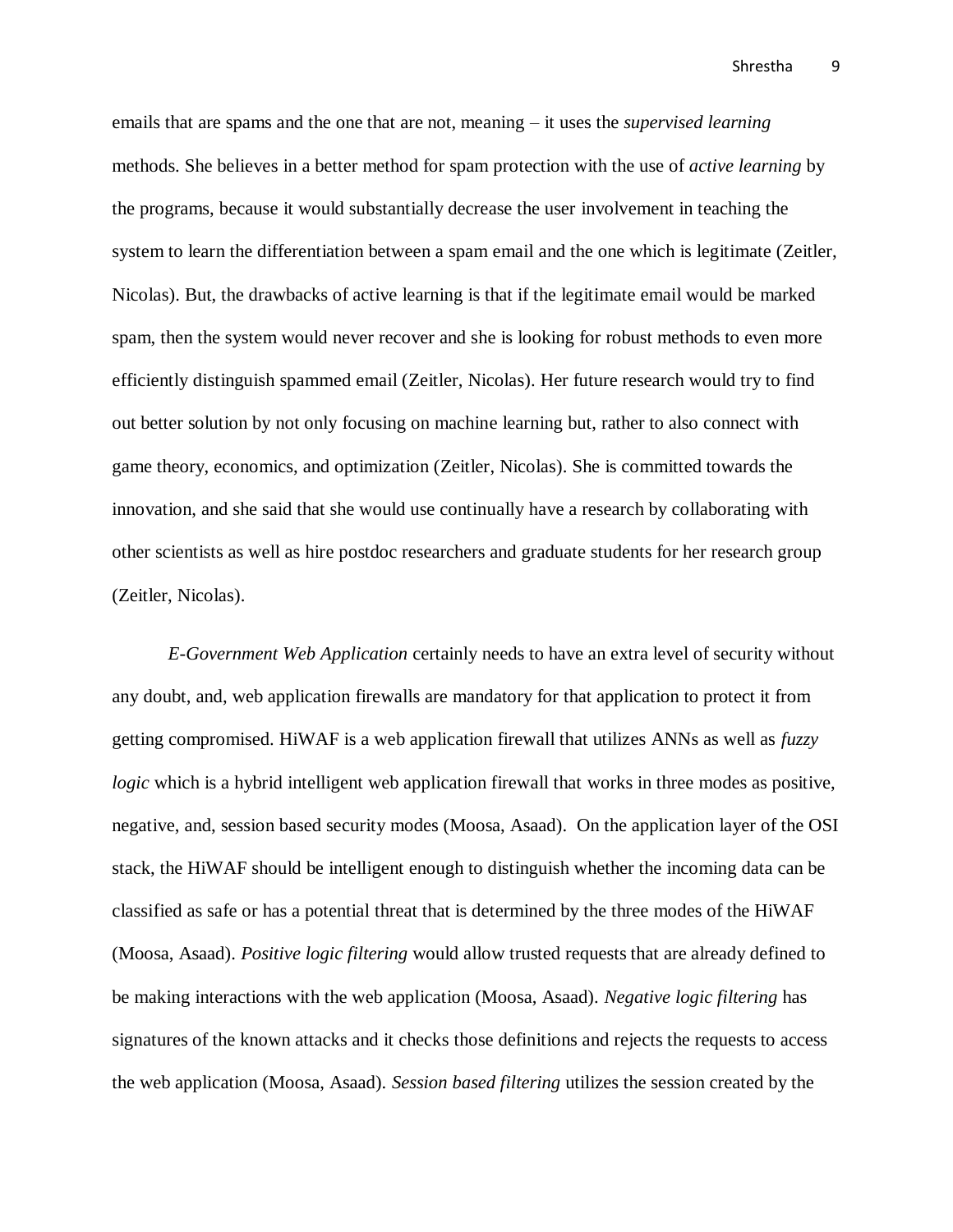emails that are spams and the one that are not, meaning – it uses the *supervised learning* methods. She believes in a better method for spam protection with the use of *active learning* by the programs, because it would substantially decrease the user involvement in teaching the system to learn the differentiation between a spam email and the one which is legitimate (Zeitler, Nicolas). But, the drawbacks of active learning is that if the legitimate email would be marked spam, then the system would never recover and she is looking for robust methods to even more efficiently distinguish spammed email (Zeitler, Nicolas). Her future research would try to find out better solution by not only focusing on machine learning but, rather to also connect with game theory, economics, and optimization (Zeitler, Nicolas). She is committed towards the innovation, and she said that she would use continually have a research by collaborating with other scientists as well as hire postdoc researchers and graduate students for her research group (Zeitler, Nicolas).

*E-Government Web Application* certainly needs to have an extra level of security without any doubt, and, web application firewalls are mandatory for that application to protect it from getting compromised. HiWAF is a web application firewall that utilizes ANNs as well as *fuzzy logic* which is a hybrid intelligent web application firewall that works in three modes as positive, negative, and, session based security modes (Moosa, Asaad). On the application layer of the OSI stack, the HiWAF should be intelligent enough to distinguish whether the incoming data can be classified as safe or has a potential threat that is determined by the three modes of the HiWAF (Moosa, Asaad). *Positive logic filtering* would allow trusted requests that are already defined to be making interactions with the web application (Moosa, Asaad). *Negative logic filtering* has signatures of the known attacks and it checks those definitions and rejects the requests to access the web application (Moosa, Asaad). *Session based filtering* utilizes the session created by the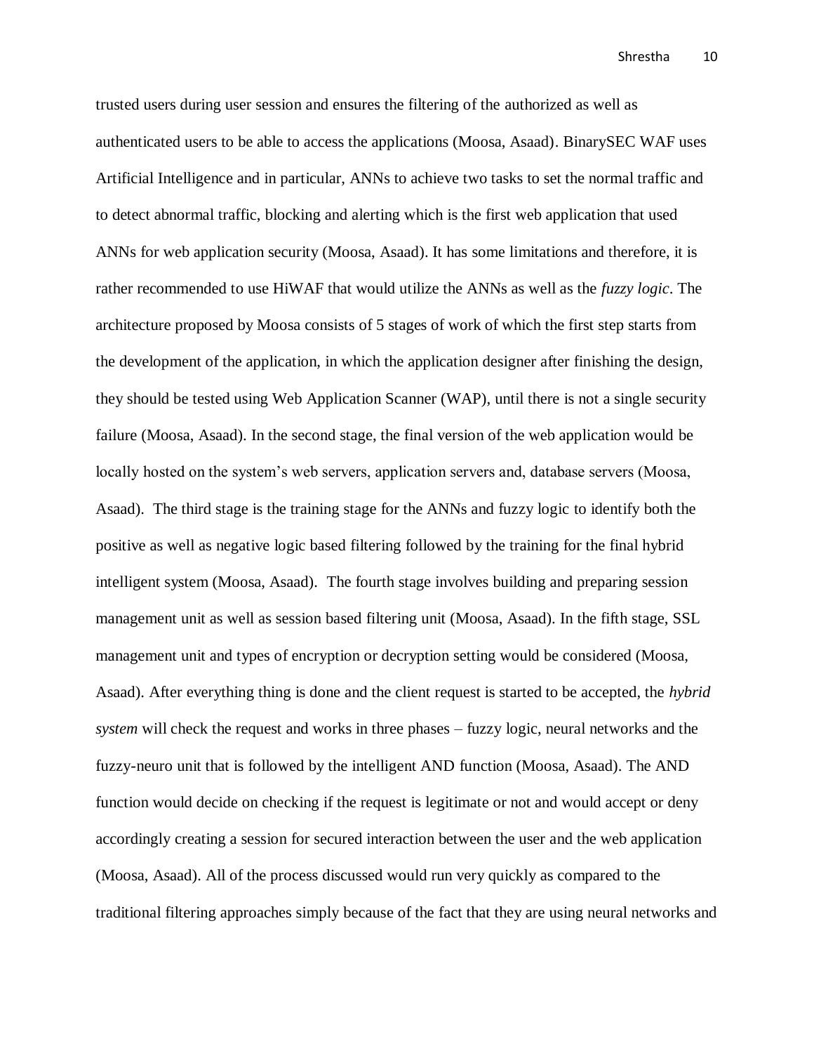trusted users during user session and ensures the filtering of the authorized as well as authenticated users to be able to access the applications (Moosa, Asaad). BinarySEC WAF uses Artificial Intelligence and in particular, ANNs to achieve two tasks to set the normal traffic and to detect abnormal traffic, blocking and alerting which is the first web application that used ANNs for web application security (Moosa, Asaad). It has some limitations and therefore, it is rather recommended to use HiWAF that would utilize the ANNs as well as the *fuzzy logic*. The architecture proposed by Moosa consists of 5 stages of work of which the first step starts from the development of the application, in which the application designer after finishing the design, they should be tested using Web Application Scanner (WAP), until there is not a single security failure (Moosa, Asaad). In the second stage, the final version of the web application would be locally hosted on the system's web servers, application servers and, database servers (Moosa, Asaad). The third stage is the training stage for the ANNs and fuzzy logic to identify both the positive as well as negative logic based filtering followed by the training for the final hybrid intelligent system (Moosa, Asaad). The fourth stage involves building and preparing session management unit as well as session based filtering unit (Moosa, Asaad). In the fifth stage, SSL management unit and types of encryption or decryption setting would be considered (Moosa, Asaad). After everything thing is done and the client request is started to be accepted, the *hybrid system* will check the request and works in three phases – fuzzy logic, neural networks and the fuzzy-neuro unit that is followed by the intelligent AND function (Moosa, Asaad). The AND function would decide on checking if the request is legitimate or not and would accept or deny accordingly creating a session for secured interaction between the user and the web application (Moosa, Asaad). All of the process discussed would run very quickly as compared to the traditional filtering approaches simply because of the fact that they are using neural networks and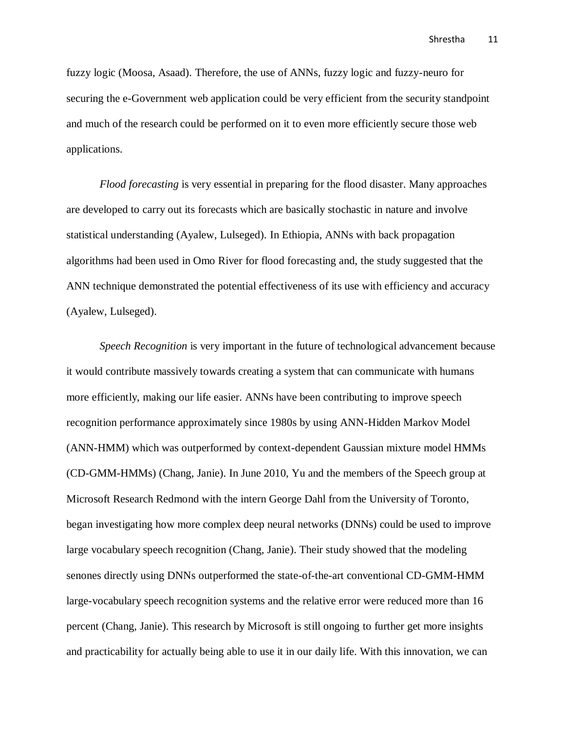fuzzy logic (Moosa, Asaad). Therefore, the use of ANNs, fuzzy logic and fuzzy-neuro for securing the e-Government web application could be very efficient from the security standpoint and much of the research could be performed on it to even more efficiently secure those web applications.

*Flood forecasting* is very essential in preparing for the flood disaster. Many approaches are developed to carry out its forecasts which are basically stochastic in nature and involve statistical understanding (Ayalew, Lulseged). In Ethiopia, ANNs with back propagation algorithms had been used in Omo River for flood forecasting and, the study suggested that the ANN technique demonstrated the potential effectiveness of its use with efficiency and accuracy (Ayalew, Lulseged).

*Speech Recognition* is very important in the future of technological advancement because it would contribute massively towards creating a system that can communicate with humans more efficiently, making our life easier. ANNs have been contributing to improve speech recognition performance approximately since 1980s by using ANN-Hidden Markov Model (ANN-HMM) which was outperformed by context-dependent Gaussian mixture model HMMs (CD-GMM-HMMs) (Chang, Janie). In June 2010, Yu and the members of the Speech group at Microsoft Research Redmond with the intern George Dahl from the University of Toronto, began investigating how more complex deep neural networks (DNNs) could be used to improve large vocabulary speech recognition (Chang, Janie). Their study showed that the modeling senones directly using DNNs outperformed the state-of-the-art conventional CD-GMM-HMM large-vocabulary speech recognition systems and the relative error were reduced more than 16 percent (Chang, Janie). This research by Microsoft is still ongoing to further get more insights and practicability for actually being able to use it in our daily life. With this innovation, we can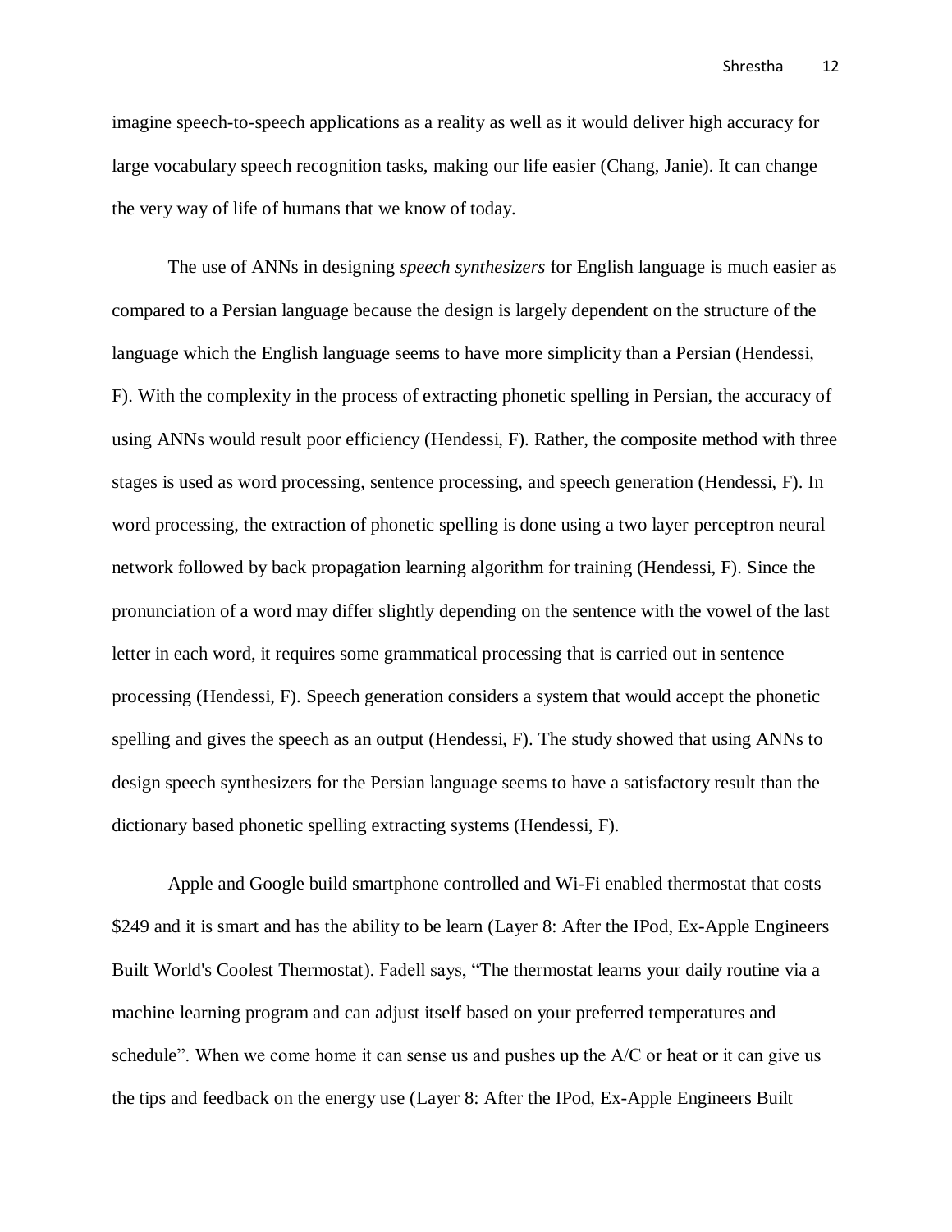imagine speech-to-speech applications as a reality as well as it would deliver high accuracy for large vocabulary speech recognition tasks, making our life easier (Chang, Janie). It can change the very way of life of humans that we know of today.

The use of ANNs in designing *speech synthesizers* for English language is much easier as compared to a Persian language because the design is largely dependent on the structure of the language which the English language seems to have more simplicity than a Persian (Hendessi, F). With the complexity in the process of extracting phonetic spelling in Persian, the accuracy of using ANNs would result poor efficiency (Hendessi, F). Rather, the composite method with three stages is used as word processing, sentence processing, and speech generation (Hendessi, F). In word processing, the extraction of phonetic spelling is done using a two layer perceptron neural network followed by back propagation learning algorithm for training (Hendessi, F). Since the pronunciation of a word may differ slightly depending on the sentence with the vowel of the last letter in each word, it requires some grammatical processing that is carried out in sentence processing (Hendessi, F). Speech generation considers a system that would accept the phonetic spelling and gives the speech as an output (Hendessi, F). The study showed that using ANNs to design speech synthesizers for the Persian language seems to have a satisfactory result than the dictionary based phonetic spelling extracting systems (Hendessi, F).

Apple and Google build smartphone controlled and Wi-Fi enabled thermostat that costs $249 and it is smart and has the ability to be learn (Layer 8: After the IPod, Ex-Apple Engineers Built World's Coolest Thermostat). Fadell says, "The thermostat learns your daily routine via a machine learning program and can adjust itself based on your preferred temperatures and schedule". When we come home it can sense us and pushes up the A/C or heat or it can give us the tips and feedback on the energy use (Layer 8: After the IPod, Ex-Apple Engineers Built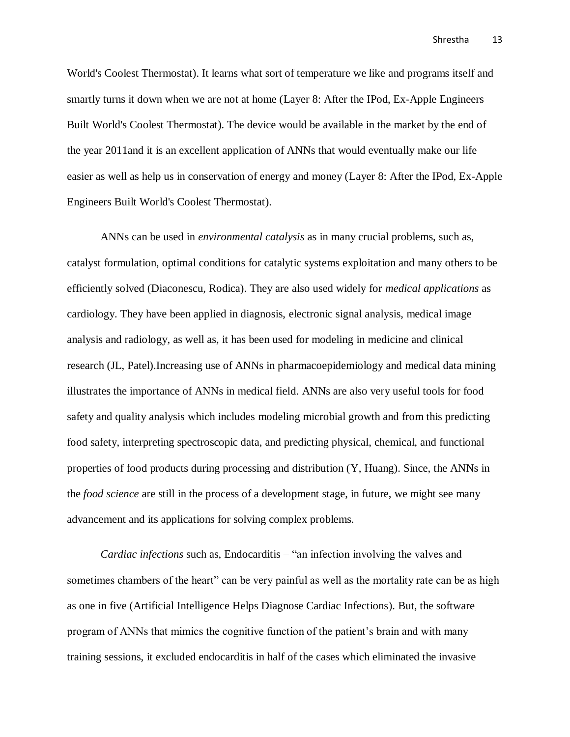World's Coolest Thermostat). It learns what sort of temperature we like and programs itself and smartly turns it down when we are not at home (Layer 8: After the IPod, Ex-Apple Engineers Built World's Coolest Thermostat). The device would be available in the market by the end of the year 2011and it is an excellent application of ANNs that would eventually make our life easier as well as help us in conservation of energy and money (Layer 8: After the IPod, Ex-Apple Engineers Built World's Coolest Thermostat).

ANNs can be used in *environmental catalysis* as in many crucial problems, such as, catalyst formulation, optimal conditions for catalytic systems exploitation and many others to be efficiently solved (Diaconescu, Rodica). They are also used widely for *medical applications* as cardiology. They have been applied in diagnosis, electronic signal analysis, medical image analysis and radiology, as well as, it has been used for modeling in medicine and clinical research (JL, Patel).Increasing use of ANNs in pharmacoepidemiology and medical data mining illustrates the importance of ANNs in medical field. ANNs are also very useful tools for food safety and quality analysis which includes modeling microbial growth and from this predicting food safety, interpreting spectroscopic data, and predicting physical, chemical, and functional properties of food products during processing and distribution (Y, Huang). Since, the ANNs in the *food science* are still in the process of a development stage, in future, we might see many advancement and its applications for solving complex problems.

*Cardiac infections* such as, Endocarditis – "an infection involving the valves and sometimes chambers of the heart" can be very painful as well as the mortality rate can be as high as one in five (Artificial Intelligence Helps Diagnose Cardiac Infections). But, the software program of ANNs that mimics the cognitive function of the patient's brain and with many training sessions, it excluded endocarditis in half of the cases which eliminated the invasive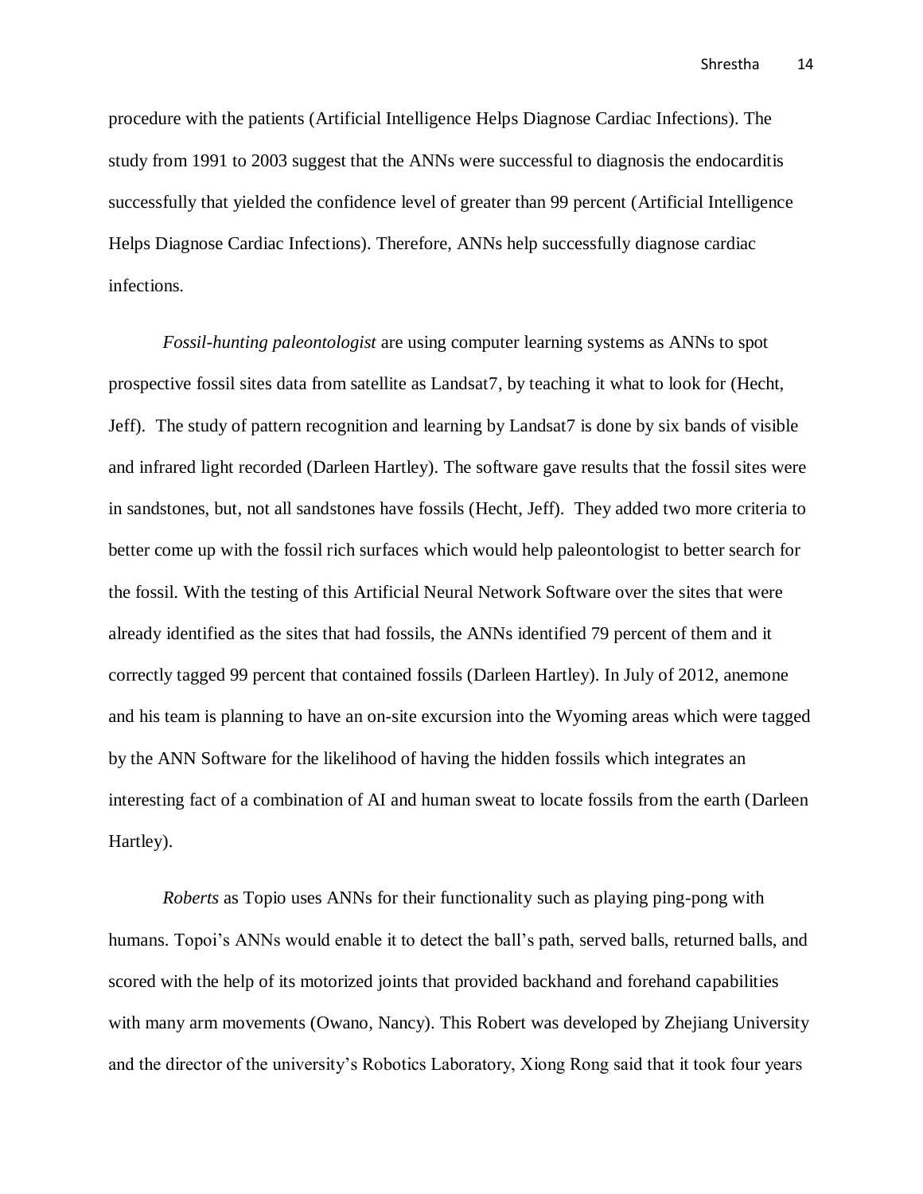procedure with the patients (Artificial Intelligence Helps Diagnose Cardiac Infections). The study from 1991 to 2003 suggest that the ANNs were successful to diagnosis the endocarditis successfully that yielded the confidence level of greater than 99 percent (Artificial Intelligence Helps Diagnose Cardiac Infections). Therefore, ANNs help successfully diagnose cardiac infections.

*Fossil-hunting paleontologist* are using computer learning systems as ANNs to spot prospective fossil sites data from satellite as Landsat7, by teaching it what to look for (Hecht, Jeff). The study of pattern recognition and learning by Landsat7 is done by six bands of visible and infrared light recorded (Darleen Hartley). The software gave results that the fossil sites were in sandstones, but, not all sandstones have fossils (Hecht, Jeff). They added two more criteria to better come up with the fossil rich surfaces which would help paleontologist to better search for the fossil. With the testing of this Artificial Neural Network Software over the sites that were already identified as the sites that had fossils, the ANNs identified 79 percent of them and it correctly tagged 99 percent that contained fossils (Darleen Hartley). In July of 2012, anemone and his team is planning to have an on-site excursion into the Wyoming areas which were tagged by the ANN Software for the likelihood of having the hidden fossils which integrates an interesting fact of a combination of AI and human sweat to locate fossils from the earth (Darleen Hartley).

*Roberts* as Topio uses ANNs for their functionality such as playing ping-pong with humans. Topoi's ANNs would enable it to detect the ball's path, served balls, returned balls, and scored with the help of its motorized joints that provided backhand and forehand capabilities with many arm movements (Owano, Nancy). This Robert was developed by Zhejiang University and the director of the university's Robotics Laboratory, Xiong Rong said that it took four years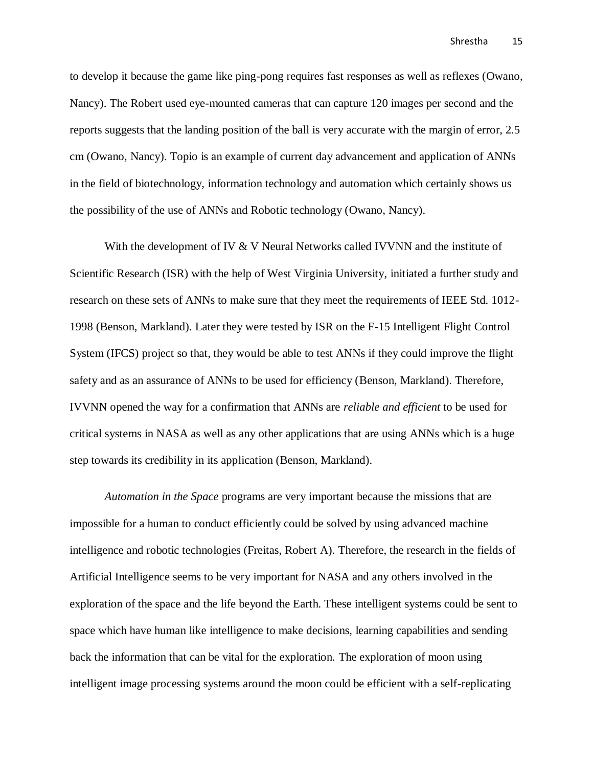to develop it because the game like ping-pong requires fast responses as well as reflexes (Owano, Nancy). The Robert used eye-mounted cameras that can capture 120 images per second and the reports suggests that the landing position of the ball is very accurate with the margin of error, 2.5 cm (Owano, Nancy). Topio is an example of current day advancement and application of ANNs in the field of biotechnology, information technology and automation which certainly shows us the possibility of the use of ANNs and Robotic technology (Owano, Nancy).

With the development of IV & V Neural Networks called IVVNN and the institute of Scientific Research (ISR) with the help of West Virginia University, initiated a further study and research on these sets of ANNs to make sure that they meet the requirements of IEEE Std. 1012-1998 (Benson, Markland). Later they were tested by ISR on the F-15 Intelligent Flight Control System (IFCS) project so that, they would be able to test ANNs if they could improve the flight safety and as an assurance of ANNs to be used for efficiency (Benson, Markland). Therefore, IVVNN opened the way for a confirmation that ANNs are *reliable and efficient* to be used for critical systems in NASA as well as any other applications that are using ANNs which is a huge step towards its credibility in its application (Benson, Markland).

*Automation in the Space* programs are very important because the missions that are impossible for a human to conduct efficiently could be solved by using advanced machine intelligence and robotic technologies (Freitas, Robert A). Therefore, the research in the fields of Artificial Intelligence seems to be very important for NASA and any others involved in the exploration of the space and the life beyond the Earth. These intelligent systems could be sent to space which have human like intelligence to make decisions, learning capabilities and sending back the information that can be vital for the exploration. The exploration of moon using intelligent image processing systems around the moon could be efficient with a self-replicating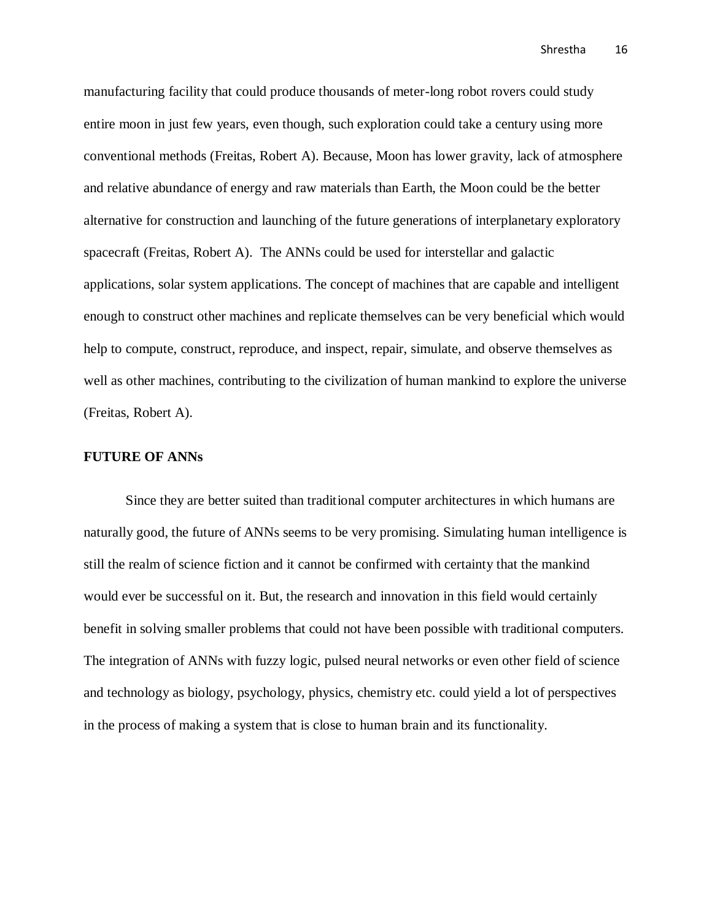manufacturing facility that could produce thousands of meter-long robot rovers could study entire moon in just few years, even though, such exploration could take a century using more conventional methods (Freitas, Robert A). Because, Moon has lower gravity, lack of atmosphere and relative abundance of energy and raw materials than Earth, the Moon could be the better alternative for construction and launching of the future generations of interplanetary exploratory spacecraft (Freitas, Robert A). The ANNs could be used for interstellar and galactic applications, solar system applications. The concept of machines that are capable and intelligent enough to construct other machines and replicate themselves can be very beneficial which would help to compute, construct, reproduce, and inspect, repair, simulate, and observe themselves as well as other machines, contributing to the civilization of human mankind to explore the universe (Freitas, Robert A).

**FUTURE OF ANNs**

Since they are better suited than traditional computer architectures in which humans are naturally good, the future of ANNs seems to be very promising. Simulating human intelligence is still the realm of science fiction and it cannot be confirmed with certainty that the mankind would ever be successful on it. But, the research and innovation in this field would certainly benefit in solving smaller problems that could not have been possible with traditional computers. The integration of ANNs with fuzzy logic, pulsed neural networks or even other field of science and technology as biology, psychology, physics, chemistry etc. could yield a lot of perspectives in the process of making a system that is close to human brain and its functionality.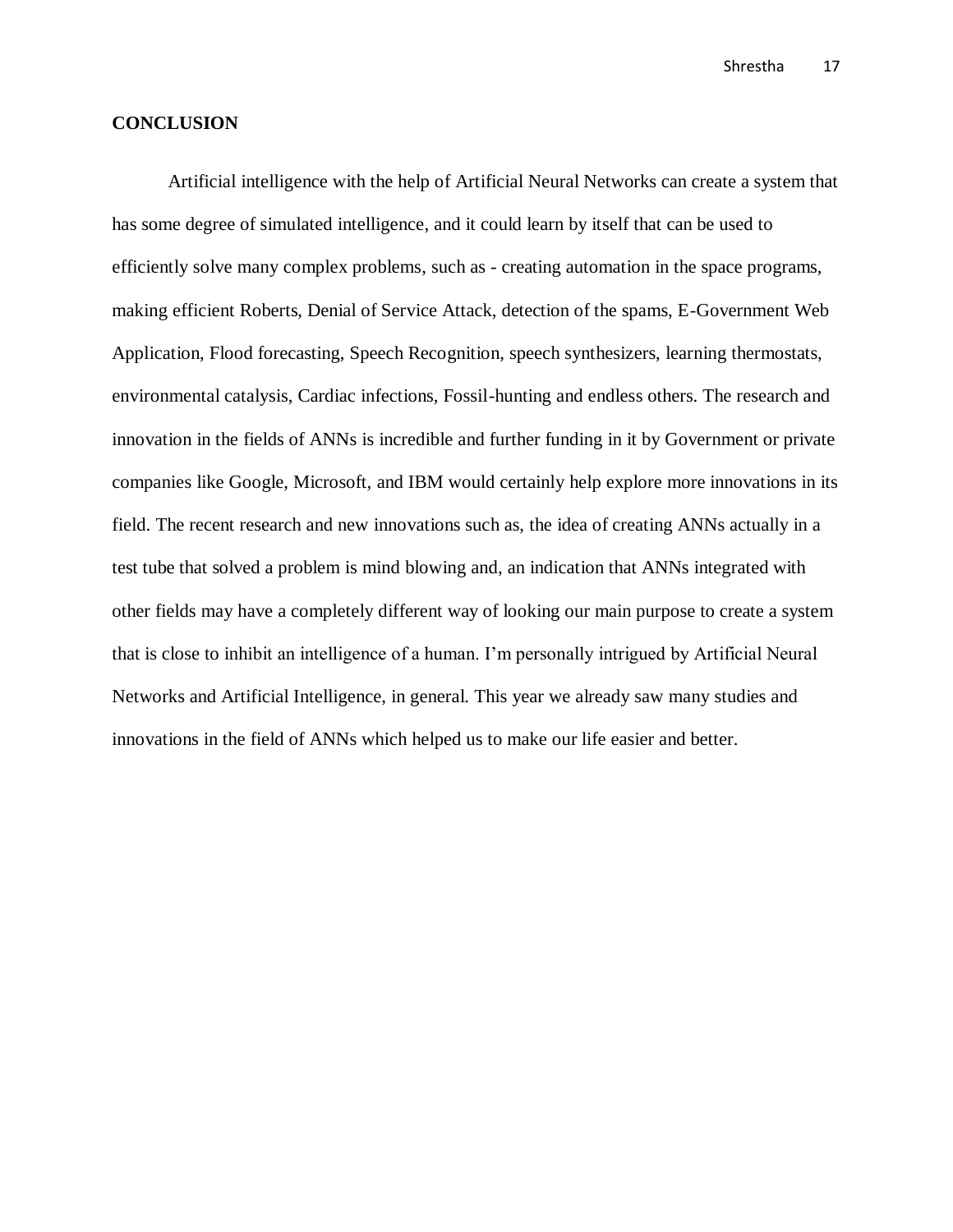**CONCLUSION**

Artificial intelligence with the help of Artificial Neural Networks can create a system that has some degree of simulated intelligence, and it could learn by itself that can be used to efficiently solve many complex problems, such as - creating automation in the space programs, making efficient Roberts, Denial of Service Attack, detection of the spams, E-Government Web Application, Flood forecasting, Speech Recognition, speech synthesizers, learning thermostats, environmental catalysis, Cardiac infections, Fossil-hunting and endless others. The research and innovation in the fields of ANNs is incredible and further funding in it by Government or private companies like Google, Microsoft, and IBM would certainly help explore more innovations in its field. The recent research and new innovations such as, the idea of creating ANNs actually in a test tube that solved a problem is mind blowing and, an indication that ANNs integrated with other fields may have a completely different way of looking our main purpose to create a system that is close to inhibit an intelligence of a human. I'm personally intrigued by Artificial Neural Networks and Artificial Intelligence, in general. This year we already saw many studies and innovations in the field of ANNs which helped us to make our life easier and better.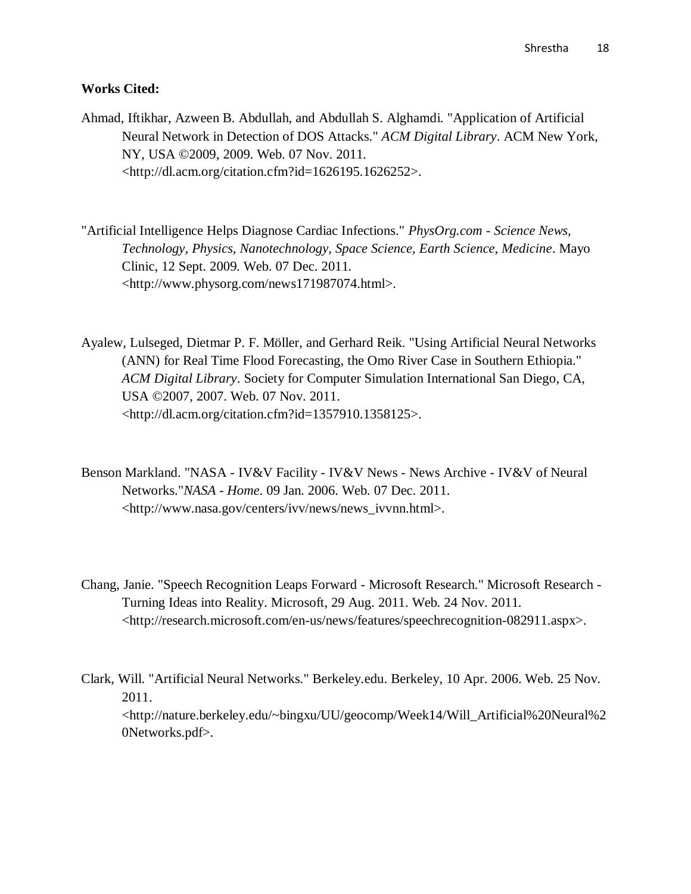**Works Cited:**

Ahmad, Iftikhar, Azween B. Abdullah, and Abdullah S. Alghamdi. "Application of Artificial Neural Network in Detection of DOS Attacks." *ACM Digital Library*. ACM New York, NY, USA ©2009, 2009. Web. 07 Nov. 2011. <http://dl.acm.org/citation.cfm?id=1626195.1626252>.

"Artificial Intelligence Helps Diagnose Cardiac Infections." *PhysOrg.com - Science News, Technology, Physics, Nanotechnology, Space Science, Earth Science, Medicine*. Mayo Clinic, 12 Sept. 2009. Web. 07 Dec. 2011. <http://www.physorg.com/news171987074.html>.

Ayalew, Lulseged, Dietmar P. F. Möller, and Gerhard Reik. "Using Artificial Neural Networks (ANN) for Real Time Flood Forecasting, the Omo River Case in Southern Ethiopia." *ACM Digital Library*. Society for Computer Simulation International San Diego, CA, USA ©2007, 2007. Web. 07 Nov. 2011. <http://dl.acm.org/citation.cfm?id=1357910.1358125>.

Benson Markland. "NASA - IV&V Facility - IV&V News - News Archive - IV&V of Neural Networks."*NASA - Home*. 09 Jan. 2006. Web. 07 Dec. 2011. <http://www.nasa.gov/centers/ivv/news/news_ivvnn.html>.

Chang, Janie. "Speech Recognition Leaps Forward - Microsoft Research." Microsoft Research - Turning Ideas into Reality. Microsoft, 29 Aug. 2011. Web. 24 Nov. 2011. <http://research.microsoft.com/en-us/news/features/speechrecognition-082911.aspx>.

Clark, Will. "Artificial Neural Networks." Berkeley.edu. Berkeley, 10 Apr. 2006. Web. 25 Nov. 2011. <http://nature.berkeley.edu/~bingxu/UU/geocomp/Week14/Will_Artificial%20Neural%20Networks.pdf>.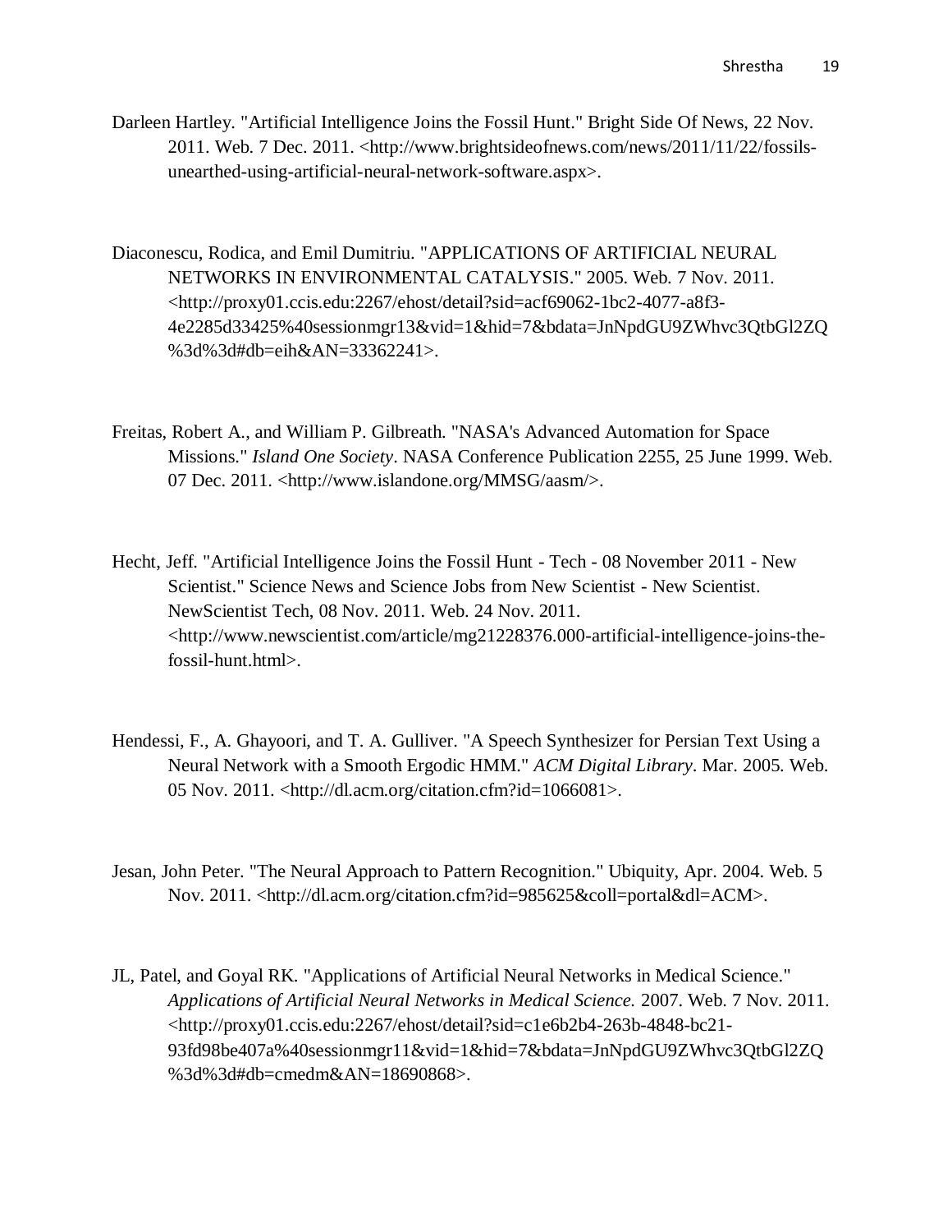Darleen Hartley. "Artificial Intelligence Joins the Fossil Hunt." Bright Side Of News, 22 Nov. 2011. Web. 7 Dec. 2011. <http://www.brightsideofnews.com/news/2011/11/22/fossils-unearthed-using-artificial-neural-network-software.aspx>.

Diaconescu, Rodica, and Emil Dumitriu. "APPLICATIONS OF ARTIFICIAL NEURAL NETWORKS IN ENVIRONMENTAL CATALYSIS." 2005. Web. 7 Nov. 2011. <http://proxy01.ccis.edu:2267/ehost/detail?sid=acf69062-1bc2-4077-a8f3-4e2285d33425%40sessionmgr13&vid=1&hid=7&bdata=JnNpdGU9ZWhvc3QtbGl2ZQ%3d%3d#db=eih&AN=33362241>.

Freitas, Robert A., and William P. Gilbreath. "NASA's Advanced Automation for Space Missions." *Island One Society*. NASA Conference Publication 2255, 25 June 1999. Web. 07 Dec. 2011. <http://www.islandone.org/MMSG/aasm/>.

Hecht, Jeff. "Artificial Intelligence Joins the Fossil Hunt - Tech - 08 November 2011 - New Scientist." Science News and Science Jobs from New Scientist - New Scientist. NewScientist Tech, 08 Nov. 2011. Web. 24 Nov. 2011. <http://www.newscientist.com/article/mg21228376.000-artificial-intelligence-joins-the-fossil-hunt.html>.

Hendessi, F., A. Ghayoori, and T. A. Gulliver. "A Speech Synthesizer for Persian Text Using a Neural Network with a Smooth Ergodic HMM." *ACM Digital Library*. Mar. 2005. Web. 05 Nov. 2011. <http://dl.acm.org/citation.cfm?id=1066081>.

Jesan, John Peter. "The Neural Approach to Pattern Recognition." Ubiquity, Apr. 2004. Web. 5 Nov. 2011. <http://dl.acm.org/citation.cfm?id=985625&coll=portal&dl=ACM>.

JL, Patel, and Goyal RK. "Applications of Artificial Neural Networks in Medical Science." *Applications of Artificial Neural Networks in Medical Science.* 2007. Web. 7 Nov. 2011. <http://proxy01.ccis.edu:2267/ehost/detail?sid=c1e6b2b4-263b-4848-bc21-93fd98be407a%40sessionmgr11&vid=1&hid=7&bdata=JnNpdGU9ZWhvc3QtbGl2ZQ%3d%3d#db=cmedm&AN=18690868>.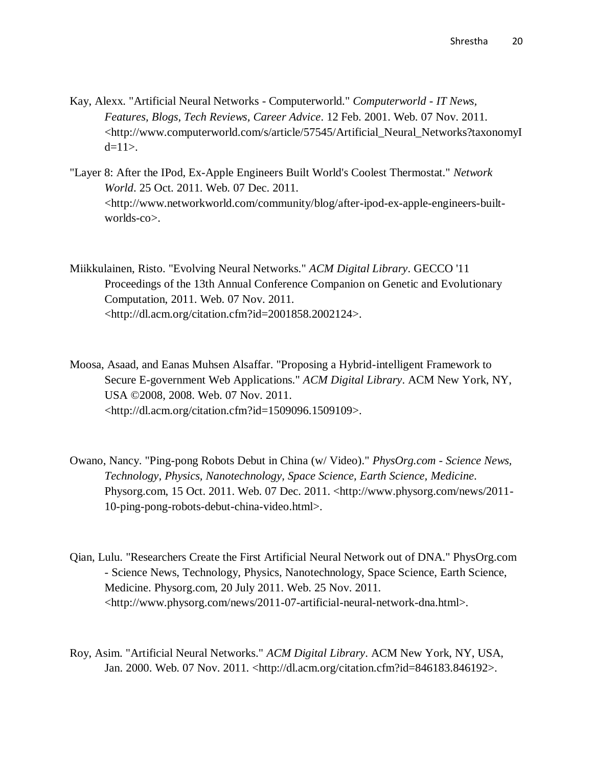Kay, Alexx. "Artificial Neural Networks - Computerworld." *Computerworld - IT News, Features, Blogs, Tech Reviews, Career Advice*. 12 Feb. 2001. Web. 07 Nov. 2011. <http://www.computerworld.com/s/article/57545/Artificial_Neural_Networks?taxonomyId=11>.

"Layer 8: After the IPod, Ex-Apple Engineers Built World's Coolest Thermostat." *Network World*. 25 Oct. 2011. Web. 07 Dec. 2011. <http://www.networkworld.com/community/blog/after-ipod-ex-apple-engineers-built-worlds-co>.

Miikkulainen, Risto. "Evolving Neural Networks." *ACM Digital Library*. GECCO '11 Proceedings of the 13th Annual Conference Companion on Genetic and Evolutionary Computation, 2011. Web. 07 Nov. 2011. <http://dl.acm.org/citation.cfm?id=2001858.2002124>.

Moosa, Asaad, and Eanas Muhsen Alsaffar. "Proposing a Hybrid-intelligent Framework to Secure E-government Web Applications." *ACM Digital Library*. ACM New York, NY, USA ©2008, 2008. Web. 07 Nov. 2011. <http://dl.acm.org/citation.cfm?id=1509096.1509109>.

Owano, Nancy. "Ping-pong Robots Debut in China (w/ Video)." *PhysOrg.com - Science News, Technology, Physics, Nanotechnology, Space Science, Earth Science, Medicine*. Physorg.com, 15 Oct. 2011. Web. 07 Dec. 2011. <http://www.physorg.com/news/2011-10-ping-pong-robots-debut-china-video.html>.

Qian, Lulu. "Researchers Create the First Artificial Neural Network out of DNA." PhysOrg.com - Science News, Technology, Physics, Nanotechnology, Space Science, Earth Science, Medicine. Physorg.com, 20 July 2011. Web. 25 Nov. 2011. <http://www.physorg.com/news/2011-07-artificial-neural-network-dna.html>.

Roy, Asim. "Artificial Neural Networks." *ACM Digital Library*. ACM New York, NY, USA, Jan. 2000. Web. 07 Nov. 2011. <http://dl.acm.org/citation.cfm?id=846183.846192>.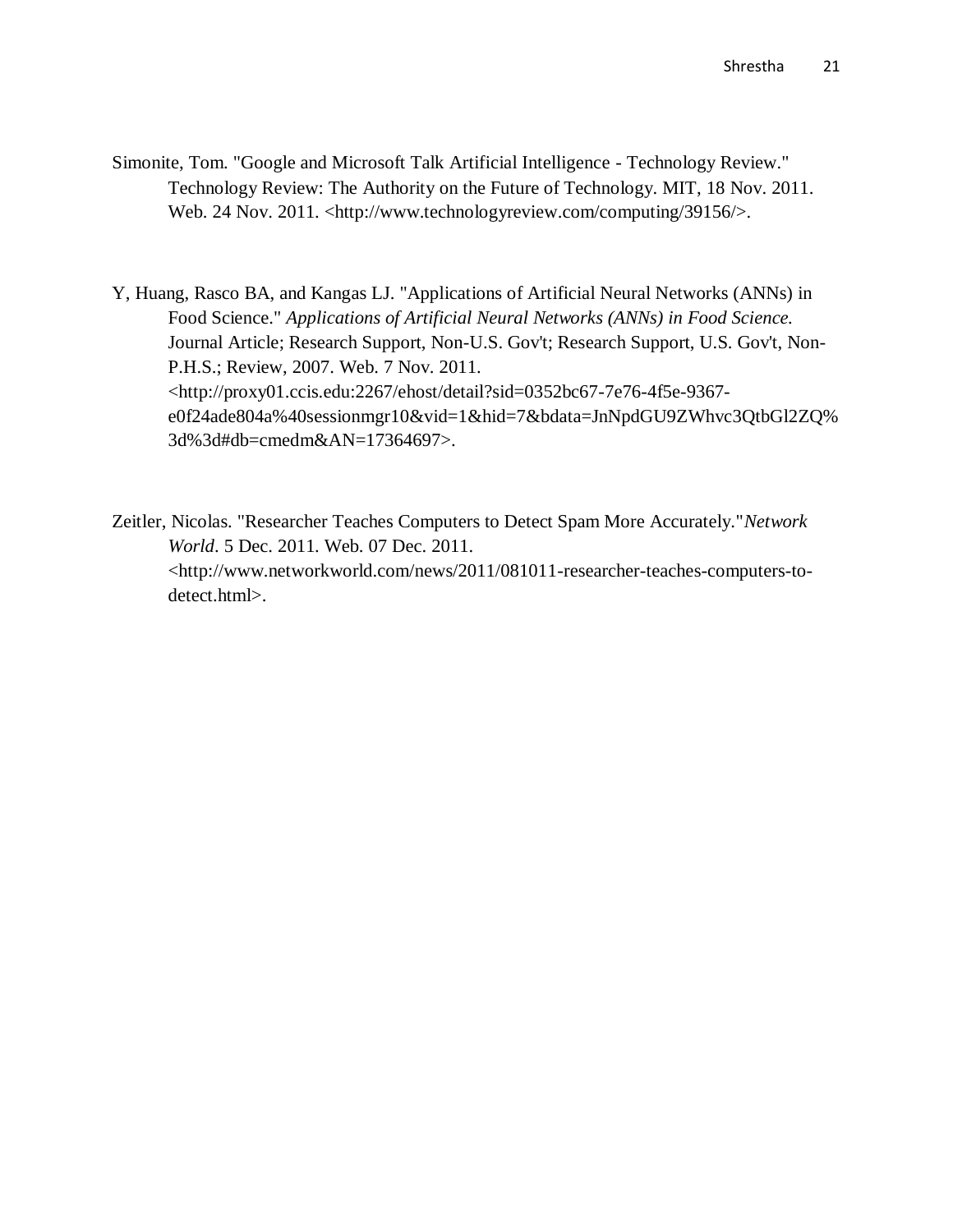Simonite, Tom. "Google and Microsoft Talk Artificial Intelligence - Technology Review." Technology Review: The Authority on the Future of Technology. MIT, 18 Nov. 2011. Web. 24 Nov. 2011. <http://www.technologyreview.com/computing/39156/>.

Y, Huang, Rasco BA, and Kangas LJ. "Applications of Artificial Neural Networks (ANNs) in Food Science." *Applications of Artificial Neural Networks (ANNs) in Food Science.* Journal Article; Research Support, Non-U.S. Gov't; Research Support, U.S. Gov't, Non-P.H.S.; Review, 2007. Web. 7 Nov. 2011. <http://proxy01.ccis.edu:2267/ehost/detail?sid=0352bc67-7e76-4f5e-9367-e0f24ade804a%40sessionmgr10&vid=1&hid=7&bdata=JnNpdGU9ZWhvc3QtbGl2ZQ%3d%3d#db=cmedm&AN=17364697>.

Zeitler, Nicolas. "Researcher Teaches Computers to Detect Spam More Accurately."*Network World*. 5 Dec. 2011. Web. 07 Dec. 2011. <http://www.networkworld.com/news/2011/081011-researcher-teaches-computers-to-detect.html>.